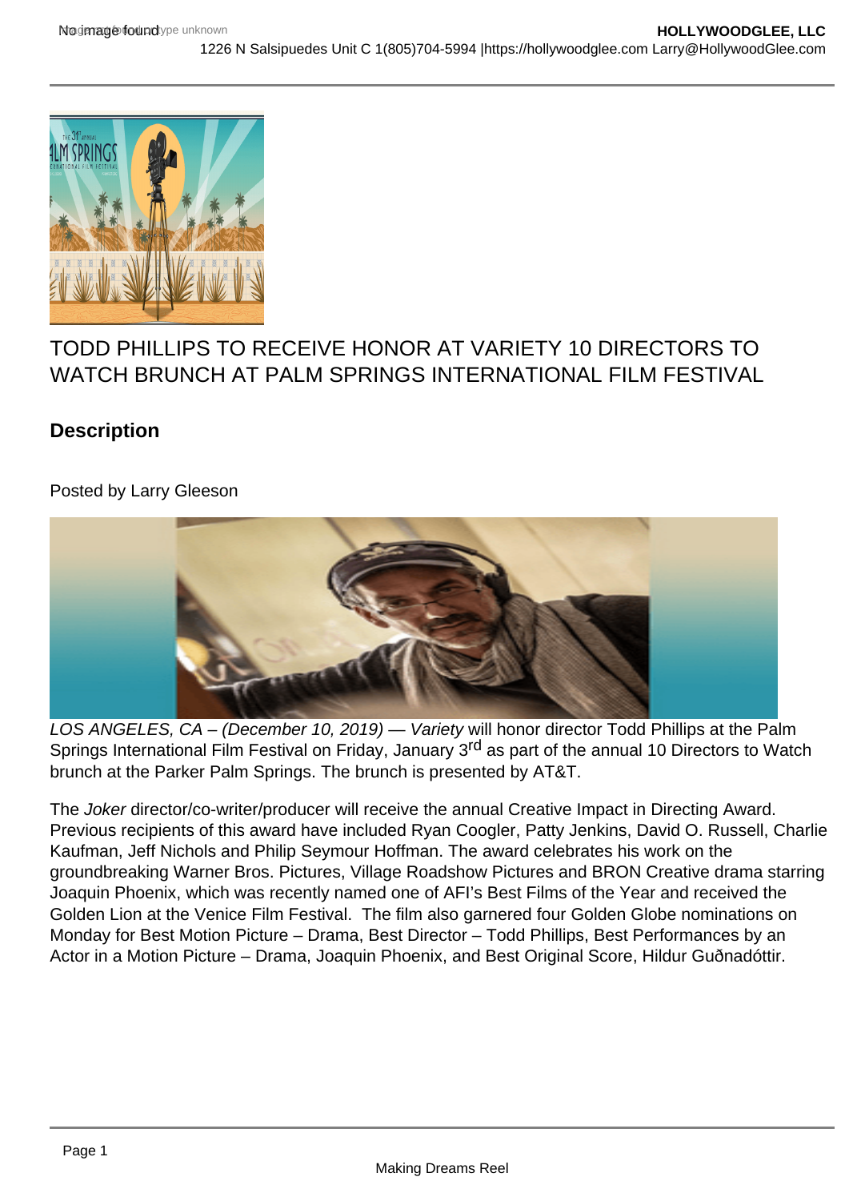# TODD PHILLIPS TO RECEIVE HONOR AT VARIETY 10 DIRECTORS TO WATCH BRUNCH AT PALM SPRINGS INTERNATIONAL FILM FESTIVAL

## Description

Posted by Larry Gleeson

*LOS ANGELES, CA – (December 10, 2019) — Variety* will honor director Todd Phillips at the Palm Springs International Film Festival on Friday, January 3rd as part of the annual 10 Directors to Watch brunch at the Parker Palm Springs. The brunch is presented by AT&T.

The *Joker* director/co-writer/producer will receive the annual Creative Impact in Directing Award. Previous recipients of this award have included Ryan Coogler, Patty Jenkins, David O. Russell, Charlie Kaufman, Jeff Nichols and Philip Seymour Hoffman. The award celebrates his work on the groundbreaking Warner Bros. Pictures, Village Roadshow Pictures and BRON Creative drama starring Joaquin Phoenix, which was recently named one of AFI's Best Films of the Year and received the Golden Lion at the Venice Film Festival. The film also garnered four Golden Globe nominations on Monday for Best Motion Picture – Drama, Best Director – Todd Phillips, Best Performances by an Actor in a Motion Picture – Drama, Joaquin Phoenix, and Best Original Score, Hildur Guðnadóttir.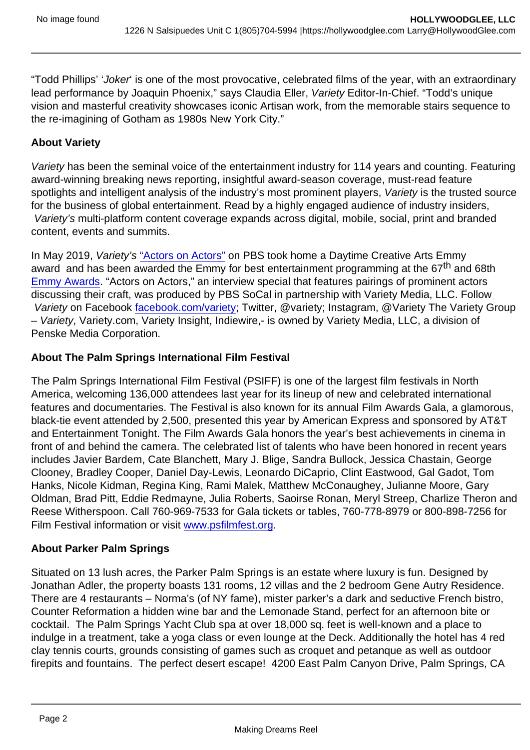"Todd Phillips' '*Joker*' is one of the most provocative, celebrated films of the year, with an extraordinary lead performance by Joaquin Phoenix," says Claudia Eller, *Variety* Editor-In-Chief. "Todd's unique vision and masterful creativity showcases iconic Artisan work, from the memorable stairs sequence to the re-imagining of Gotham as 1980s New York City."

**About Variety**

*Variety* has been the seminal voice of the entertainment industry for 114 years and counting. Featuring award-winning breaking news reporting, insightful award-season coverage, must-read feature spotlights and intelligent analysis of the industry's most prominent players, *Variety* is the trusted source for the business of global entertainment. Read by a highly engaged audience of industry insiders, *Variety's* multi-platform content coverage expands across digital, mobile, social, print and branded content, events and summits.

In May 2019, *Variety's* "Actors on Actors" on PBS took home a Daytime Creative Arts Emmy award and has been awarded the Emmy for best entertainment programming at the 67th and 68th Emmy Awards. "Actors on Actors," an interview special that features pairings of prominent actors discussing their craft, was produced by PBS SoCal in partnership with Variety Media, LLC. Follow *Variety* on Facebook facebook.com/variety; Twitter, @variety; Instagram, @Variety The Variety Group – *Variety*, Variety.com, Variety Insight, Indiewire,- is owned by Variety Media, LLC, a division of Penske Media Corporation.

**About The Palm Springs International Film Festival**

The Palm Springs International Film Festival (PSIFF) is one of the largest film festivals in North America, welcoming 136,000 attendees last year for its lineup of new and celebrated international features and documentaries. The Festival is also known for its annual Film Awards Gala, a glamorous, black-tie event attended by 2,500, presented this year by American Express and sponsored by AT&T and Entertainment Tonight. The Film Awards Gala honors the year's best achievements in cinema in front of and behind the camera. The celebrated list of talents who have been honored in recent years includes Javier Bardem, Cate Blanchett, Mary J. Blige, Sandra Bullock, Jessica Chastain, George Clooney, Bradley Cooper, Daniel Day-Lewis, Leonardo DiCaprio, Clint Eastwood, Gal Gadot, Tom Hanks, Nicole Kidman, Regina King, Rami Malek, Matthew McConaughey, Julianne Moore, Gary Oldman, Brad Pitt, Eddie Redmayne, Julia Roberts, Saoirse Ronan, Meryl Streep, Charlize Theron and Reese Witherspoon. Call 760-969-7533 for Gala tickets or tables, 760-778-8979 or 800-898-7256 for Film Festival information or visit www.psfilmfest.org.

**About Parker Palm Springs**

Situated on 13 lush acres, the Parker Palm Springs is an estate where luxury is fun. Designed by Jonathan Adler, the property boasts 131 rooms, 12 villas and the 2 bedroom Gene Autry Residence. There are 4 restaurants – Norma's (of NY fame), mister parker's a dark and seductive French bistro, Counter Reformation a hidden wine bar and the Lemonade Stand, perfect for an afternoon bite or cocktail. The Palm Springs Yacht Club spa at over 18,000 sq. feet is well-known and a place to indulge in a treatment, take a yoga class or even lounge at the Deck. Additionally the hotel has 4 red clay tennis courts, grounds consisting of games such as croquet and petanque as well as outdoor firepits and fountains. The perfect desert escape! 4200 East Palm Canyon Drive, Palm Springs, CA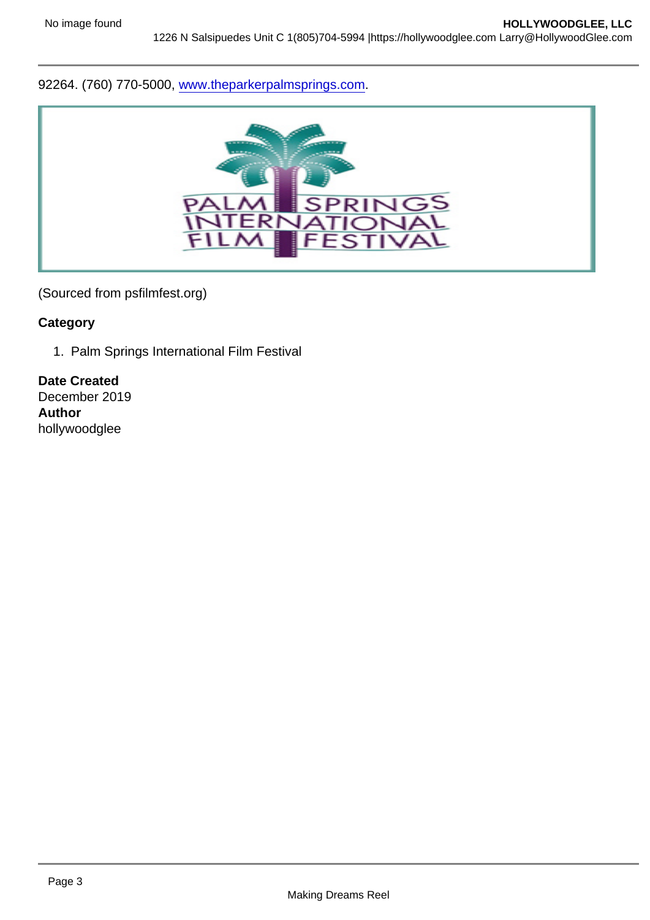92264. (760) 770-5000, [www.theparkerpalmsprings.com](http://www.theparkerpalmsprings.com).

(Sourced from psfilmfest.org)

**Category**

1. Palm Springs International Film Festival

**Date Created**
December 2019
**Author**
hollywoodglee